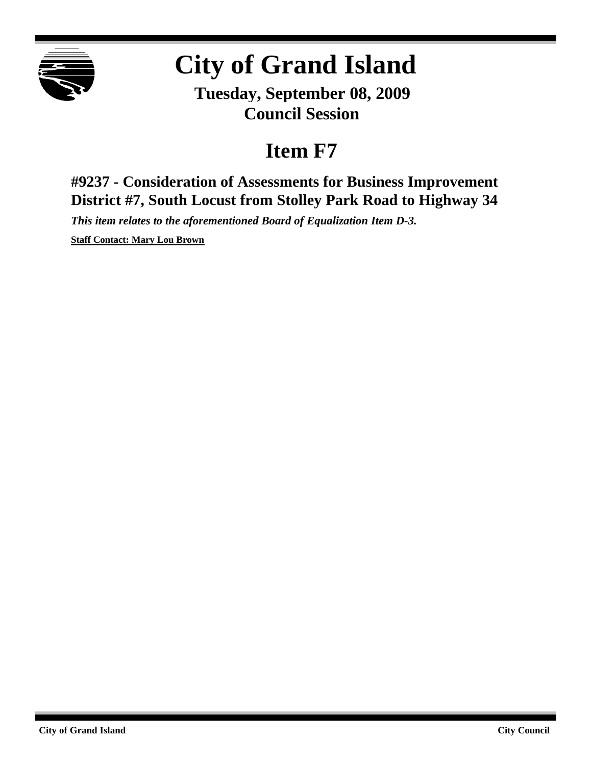# City of Grand Island

**Tuesday, September 08, 2009**
**Council Session**

# Item F7

## #9237 - Consideration of Assessments for Business Improvement District #7, South Locust from Stolley Park Road to Highway 34

***This item relates to the aforementioned Board of Equalization Item D-3.***

**Staff Contact: Mary Lou Brown**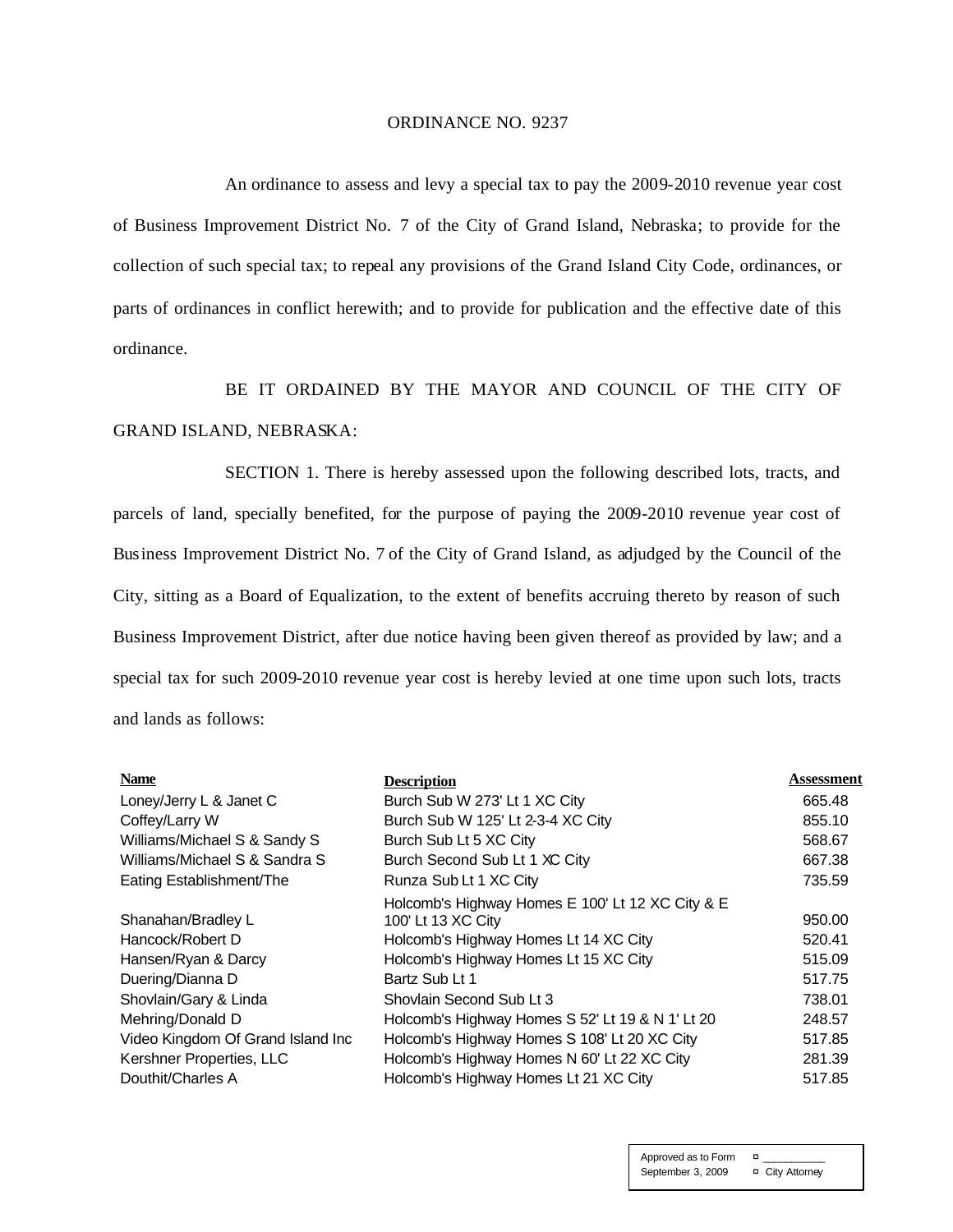ORDINANCE NO. 9237

An ordinance to assess and levy a special tax to pay the 2009-2010 revenue year cost of Business Improvement District No. 7 of the City of Grand Island, Nebraska; to provide for the collection of such special tax; to repeal any provisions of the Grand Island City Code, ordinances, or parts of ordinances in conflict herewith; and to provide for publication and the effective date of this ordinance.

BE IT ORDAINED BY THE MAYOR AND COUNCIL OF THE CITY OF GRAND ISLAND, NEBRASKA:

SECTION 1. There is hereby assessed upon the following described lots, tracts, and parcels of land, specially benefited, for the purpose of paying the 2009-2010 revenue year cost of Business Improvement District No. 7 of the City of Grand Island, as adjudged by the Council of the City, sitting as a Board of Equalization, to the extent of benefits accruing thereto by reason of such Business Improvement District, after due notice having been given thereof as provided by law; and a special tax for such 2009-2010 revenue year cost is hereby levied at one time upon such lots, tracts and lands as follows:

| Name | Description | Assessment |
|---|---|---|
| Loney/Jerry L & Janet C | Burch Sub W 273' Lt 1 XC City | 665.48 |
| Coffey/Larry W | Burch Sub W 125' Lt 2-3-4 XC City | 855.10 |
| Williams/Michael S & Sandy S | Burch Sub Lt 5 XC City | 568.67 |
| Williams/Michael S & Sandra S | Burch Second Sub Lt 1 XC City | 667.38 |
| Eating Establishment/The | Runza Sub Lt 1 XC City | 735.59 |
| Shanahan/Bradley L | Holcomb's Highway Homes E 100' Lt 12 XC City & E 100' Lt 13 XC City | 950.00 |
| Hancock/Robert D | Holcomb's Highway Homes Lt 14 XC City | 520.41 |
| Hansen/Ryan & Darcy | Holcomb's Highway Homes Lt 15 XC City | 515.09 |
| Duering/Dianna D | Bartz Sub Lt 1 | 517.75 |
| Shovlain/Gary & Linda | Shovlain Second Sub Lt 3 | 738.01 |
| Mehring/Donald D | Holcomb's Highway Homes S 52' Lt 19 & N 1' Lt 20 | 248.57 |
| Video Kingdom Of Grand Island Inc | Holcomb's Highway Homes S 108' Lt 20 XC City | 517.85 |
| Kershner Properties, LLC | Holcomb's Highway Homes N 60' Lt 22 XC City | 281.39 |
| Douthit/Charles A | Holcomb's Highway Homes Lt 21 XC City | 517.85 |

Approved as to Form ¤ ___________
September 3, 2009 ¤ City Attorney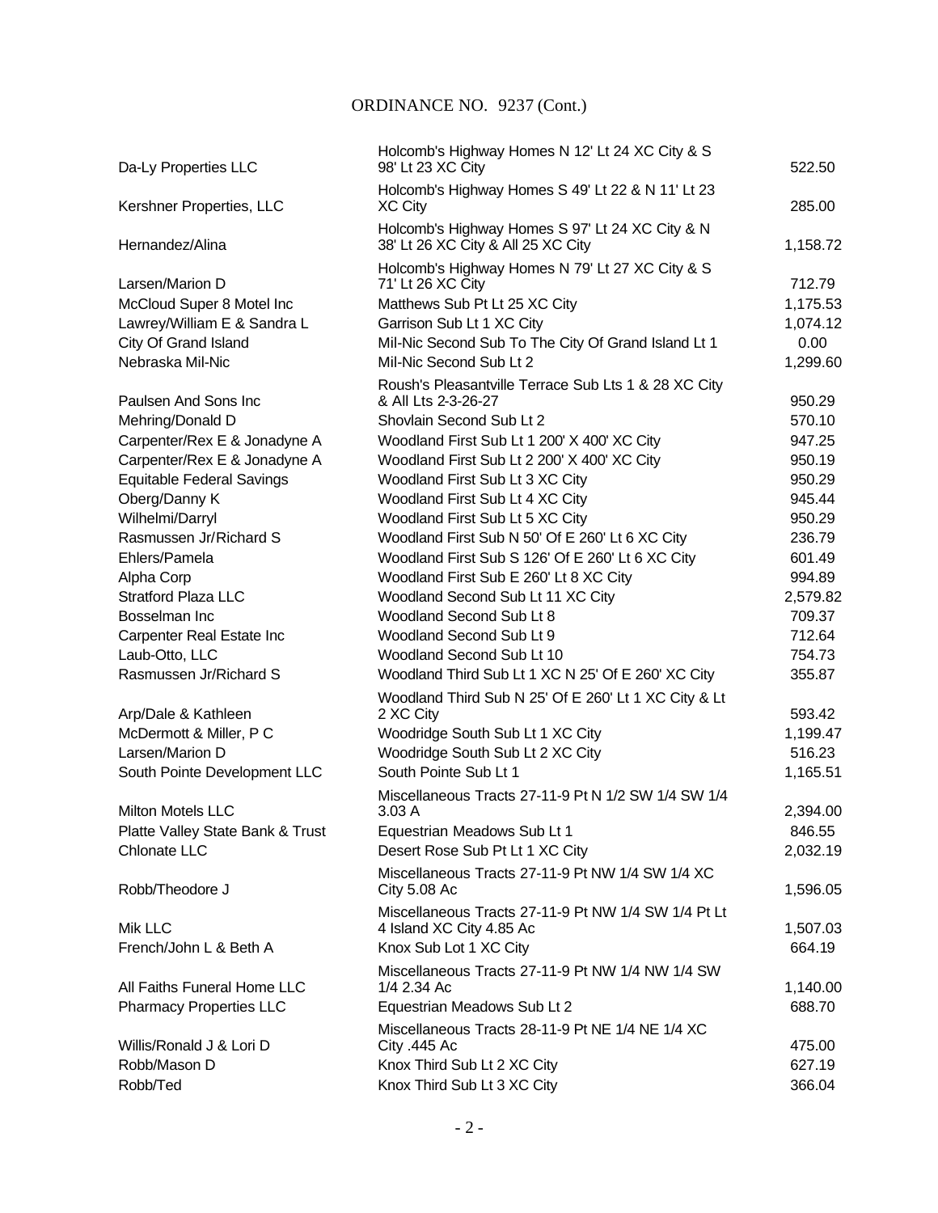ORDINANCE NO. 9237 (Cont.)

| | | |
|---|---|---|
| Da-Ly Properties LLC | Holcomb's Highway Homes N 12' Lt 24 XC City & S 98' Lt 23 XC City | 522.50 |
| Kershner Properties, LLC | Holcomb's Highway Homes S 49' Lt 22 & N 11' Lt 23 XC City | 285.00 |
| Hernandez/Alina | Holcomb's Highway Homes S 97' Lt 24 XC City & N 38' Lt 26 XC City & All 25 XC City | 1,158.72 |
| Larsen/Marion D | Holcomb's Highway Homes N 79' Lt 27 XC City & S 71' Lt 26 XC City | 712.79 |
| McCloud Super 8 Motel Inc | Matthews Sub Pt Lt 25 XC City | 1,175.53 |
| Lawrey/William E & Sandra L | Garrison Sub Lt 1 XC City | 1,074.12 |
| City Of Grand Island | Mil-Nic Second Sub To The City Of Grand Island Lt 1 | 0.00 |
| Nebraska Mil-Nic | Mil-Nic Second Sub Lt 2 | 1,299.60 |
| Paulsen And Sons Inc | Roush's Pleasantville Terrace Sub Lts 1 & 28 XC City & All Lts 2-3-26-27 | 950.29 |
| Mehring/Donald D | Shovlain Second Sub Lt 2 | 570.10 |
| Carpenter/Rex E & Jonadyne A | Woodland First Sub Lt 1 200' X 400' XC City | 947.25 |
| Carpenter/Rex E & Jonadyne A | Woodland First Sub Lt 2 200' X 400' XC City | 950.19 |
| Equitable Federal Savings | Woodland First Sub Lt 3 XC City | 950.29 |
| Oberg/Danny K | Woodland First Sub Lt 4 XC City | 945.44 |
| Wilhelmi/Darryl | Woodland First Sub Lt 5 XC City | 950.29 |
| Rasmussen Jr/Richard S | Woodland First Sub N 50' Of E 260' Lt 6 XC City | 236.79 |
| Ehlers/Pamela | Woodland First Sub S 126' Of E 260' Lt 6 XC City | 601.49 |
| Alpha Corp | Woodland First Sub E 260' Lt 8 XC City | 994.89 |
| Stratford Plaza LLC | Woodland Second Sub Lt 11 XC City | 2,579.82 |
| Bosselman Inc | Woodland Second Sub Lt 8 | 709.37 |
| Carpenter Real Estate Inc | Woodland Second Sub Lt 9 | 712.64 |
| Laub-Otto, LLC | Woodland Second Sub Lt 10 | 754.73 |
| Rasmussen Jr/Richard S | Woodland Third Sub Lt 1 XC N 25' Of E 260' XC City | 355.87 |
| Arp/Dale & Kathleen | Woodland Third Sub N 25' Of E 260' Lt 1 XC City & Lt 2 XC City | 593.42 |
| McDermott & Miller, P C | Woodridge South Sub Lt 1 XC City | 1,199.47 |
| Larsen/Marion D | Woodridge South Sub Lt 2 XC City | 516.23 |
| South Pointe Development LLC | South Pointe Sub Lt 1 | 1,165.51 |
| Milton Motels LLC | Miscellaneous Tracts 27-11-9 Pt N 1/2 SW 1/4 SW 1/4 3.03 A | 2,394.00 |
| Platte Valley State Bank & Trust | Equestrian Meadows Sub Lt 1 | 846.55 |
| Chlonate LLC | Desert Rose Sub Pt Lt 1 XC City | 2,032.19 |
| Robb/Theodore J | Miscellaneous Tracts 27-11-9 Pt NW 1/4 SW 1/4 XC City 5.08 Ac | 1,596.05 |
| Mik LLC | Miscellaneous Tracts 27-11-9 Pt NW 1/4 SW 1/4 Pt Lt 4 Island XC City 4.85 Ac | 1,507.03 |
| French/John L & Beth A | Knox Sub Lot 1 XC City | 664.19 |
| All Faiths Funeral Home LLC | Miscellaneous Tracts 27-11-9 Pt NW 1/4 NW 1/4 SW 1/4 2.34 Ac | 1,140.00 |
| Pharmacy Properties LLC | Equestrian Meadows Sub Lt 2 | 688.70 |
| Willis/Ronald J & Lori D | Miscellaneous Tracts 28-11-9 Pt NE 1/4 NE 1/4 XC City .445 Ac | 475.00 |
| Robb/Mason D | Knox Third Sub Lt 2 XC City | 627.19 |
| Robb/Ted | Knox Third Sub Lt 3 XC City | 366.04 |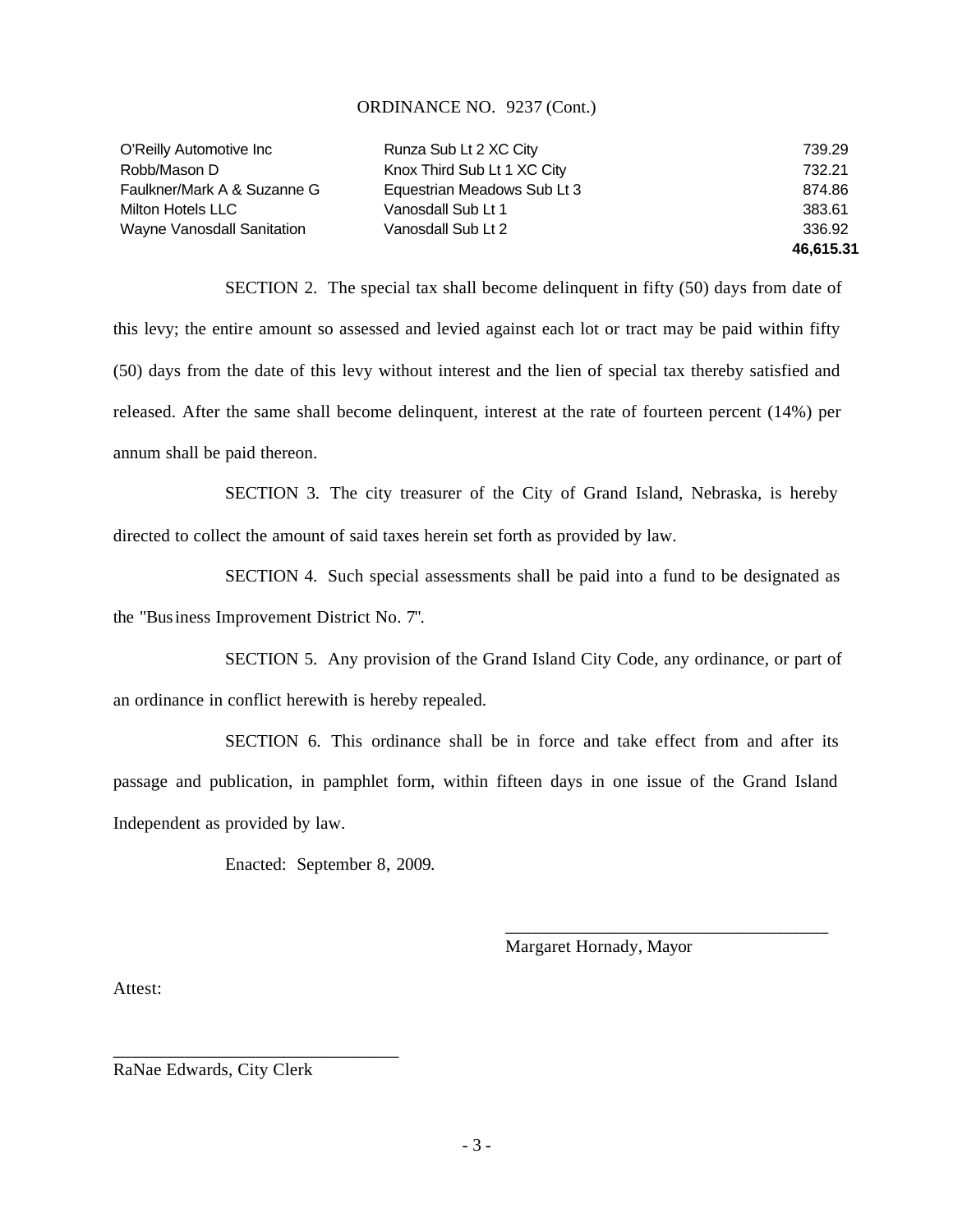ORDINANCE NO. 9237 (Cont.)

| | | |
|---|---|---|
| O'Reilly Automotive Inc | Runza Sub Lt 2 XC City | 739.29 |
| Robb/Mason D | Knox Third Sub Lt 1 XC City | 732.21 |
| Faulkner/Mark A & Suzanne G | Equestrian Meadows Sub Lt 3 | 874.86 |
| Milton Hotels LLC | Vanosdall Sub Lt 1 | 383.61 |
| Wayne Vanosdall Sanitation | Vanosdall Sub Lt 2 | 336.92 |
| | | **46,615.31** |

SECTION 2. The special tax shall become delinquent in fifty (50) days from date of this levy; the entire amount so assessed and levied against each lot or tract may be paid within fifty (50) days from the date of this levy without interest and the lien of special tax thereby satisfied and released. After the same shall become delinquent, interest at the rate of fourteen percent (14%) per annum shall be paid thereon.

SECTION 3. The city treasurer of the City of Grand Island, Nebraska, is hereby directed to collect the amount of said taxes herein set forth as provided by law.

SECTION 4. Such special assessments shall be paid into a fund to be designated as the "Business Improvement District No. 7".

SECTION 5. Any provision of the Grand Island City Code, any ordinance, or part of an ordinance in conflict herewith is hereby repealed.

SECTION 6. This ordinance shall be in force and take effect from and after its passage and publication, in pamphlet form, within fifteen days in one issue of the Grand Island Independent as provided by law.

Enacted: September 8, 2009.

\_\_\_\_\_\_\_\_\_\_\_\_\_\_\_\_\_\_\_\_\_\_\_\_\_\_\_\_\_\_\_\_\_\_\_\_\_

Margaret Hornady, Mayor

Attest:

\_\_\_\_\_\_\_\_\_\_\_\_\_\_\_\_\_\_\_\_\_\_\_\_\_\_\_\_\_\_\_\_\_

RaNae Edwards, City Clerk